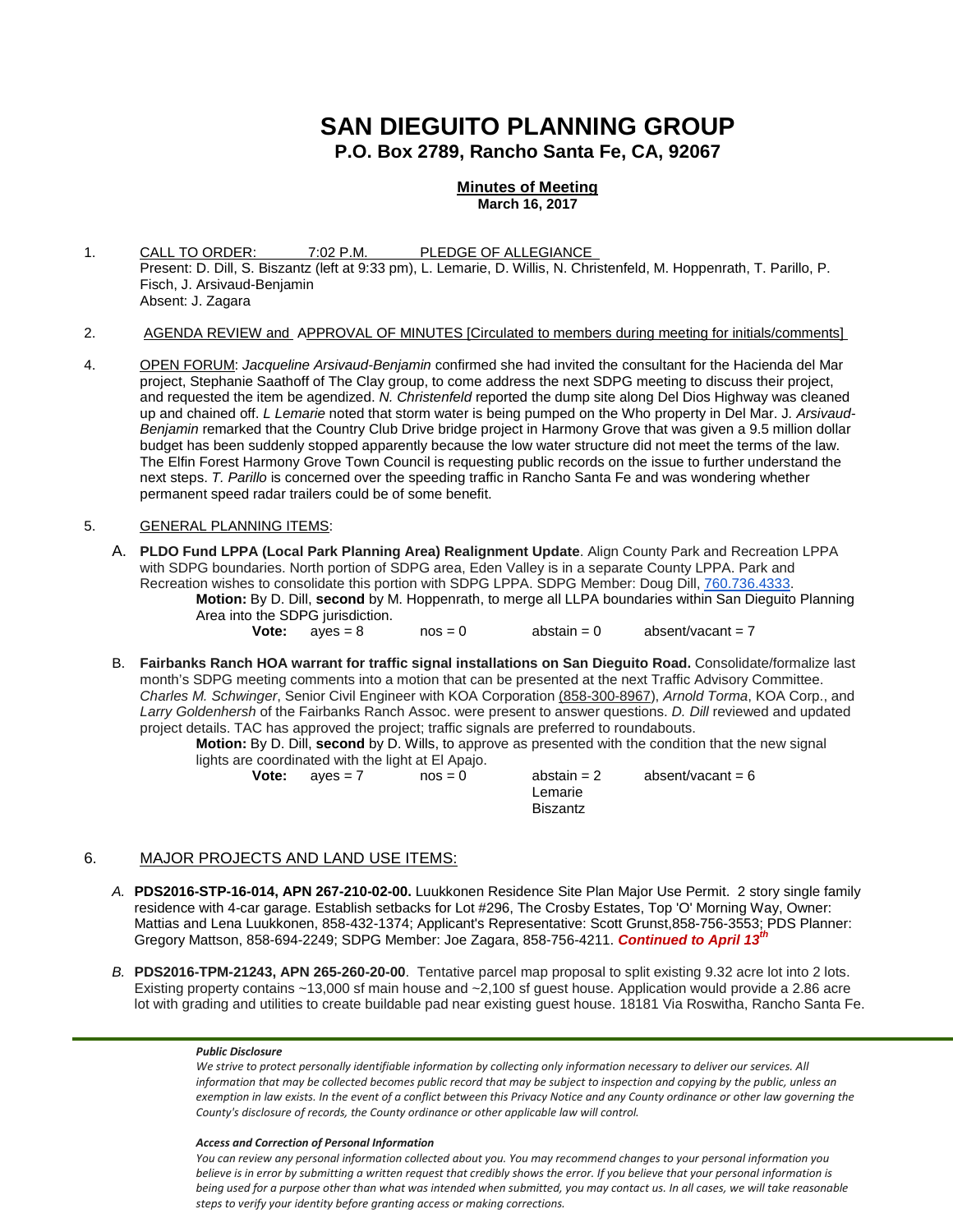# SAN DIEGUITO PLANNING GROUP

**P.O. Box 2789, Rancho Santa Fe, CA, 92067**

**Minutes of Meeting**
**March 16, 2017**

1. CALL TO ORDER: 7:02 P.M. PLEDGE OF ALLEGIANCE
   Present: D. Dill, S. Biszantz (left at 9:33 pm), L. Lemarie, D. Willis, N. Christenfeld, M. Hoppenrath, T. Parillo, P. Fisch, J. Arsivaud-Benjamin
   Absent: J. Zagara

2. AGENDA REVIEW and APPROVAL OF MINUTES [Circulated to members during meeting for initials/comments]

4. OPEN FORUM: *Jacqueline Arsivaud-Benjamin* confirmed she had invited the consultant for the Hacienda del Mar project, Stephanie Saathoff of The Clay group, to come address the next SDPG meeting to discuss their project, and requested the item be agendized. *N. Christenfeld* reported the dump site along Del Dios Highway was cleaned up and chained off. *L Lemarie* noted that storm water is being pumped on the Who property in Del Mar. J. *Arsivaud-Benjamin* remarked that the Country Club Drive bridge project in Harmony Grove that was given a 9.5 million dollar budget has been suddenly stopped apparently because the low water structure did not meet the terms of the law. The Elfin Forest Harmony Grove Town Council is requesting public records on the issue to further understand the next steps. *T. Parillo* is concerned over the speeding traffic in Rancho Santa Fe and was wondering whether permanent speed radar trailers could be of some benefit.

5. GENERAL PLANNING ITEMS:

   A. **PLDO Fund LPPA (Local Park Planning Area) Realignment Update**. Align County Park and Recreation LPPA with SDPG boundaries. North portion of SDPG area, Eden Valley is in a separate County LPPA. Park and Recreation wishes to consolidate this portion with SDPG LPPA. SDPG Member: Doug Dill, 760.736.4333.

      **Motion:** By D. Dill, **second** by M. Hoppenrath, to merge all LLPA boundaries within San Dieguito Planning Area into the SDPG jurisdiction.

      **Vote:** ayes = 8 nos = 0 abstain = 0 absent/vacant = 7

   B. **Fairbanks Ranch HOA warrant for traffic signal installations on San Dieguito Road.** Consolidate/formalize last month's SDPG meeting comments into a motion that can be presented at the next Traffic Advisory Committee. *Charles M. Schwinger*, Senior Civil Engineer with KOA Corporation (858-300-8967), *Arnold Torma*, KOA Corp., and *Larry Goldenhersh* of the Fairbanks Ranch Assoc. were present to answer questions. *D. Dill* reviewed and updated project details. TAC has approved the project; traffic signals are preferred to roundabouts.

      **Motion:** By D. Dill, **second** by D. Wills, to approve as presented with the condition that the new signal lights are coordinated with the light at El Apajo.

      **Vote:** ayes = 7 nos = 0 abstain = 2 (Lemarie, Biszantz) absent/vacant = 6

6. MAJOR PROJECTS AND LAND USE ITEMS:

   *A.* **PDS2016-STP-16-014, APN 267-210-02-00.** Luukkonen Residence Site Plan Major Use Permit. 2 story single family residence with 4-car garage. Establish setbacks for Lot #296, The Crosby Estates, Top 'O' Morning Way, Owner: Mattias and Lena Luukkonen, 858-432-1374; Applicant's Representative: Scott Grunst,858-756-3553; PDS Planner: Gregory Mattson, 858-694-2249; SDPG Member: Joe Zagara, 858-756-4211. ***Continued to April 13th***

   *B.* **PDS2016-TPM-21243, APN 265-260-20-00**. Tentative parcel map proposal to split existing 9.32 acre lot into 2 lots. Existing property contains ~13,000 sf main house and ~2,100 sf guest house. Application would provide a 2.86 acre lot with grading and utilities to create buildable pad near existing guest house. 18181 Via Roswitha, Rancho Santa Fe.

***Public Disclosure***

*We strive to protect personally identifiable information by collecting only information necessary to deliver our services. All information that may be collected becomes public record that may be subject to inspection and copying by the public, unless an exemption in law exists. In the event of a conflict between this Privacy Notice and any County ordinance or other law governing the County's disclosure of records, the County ordinance or other applicable law will control.*

***Access and Correction of Personal Information***

*You can review any personal information collected about you. You may recommend changes to your personal information you believe is in error by submitting a written request that credibly shows the error. If you believe that your personal information is being used for a purpose other than what was intended when submitted, you may contact us. In all cases, we will take reasonable steps to verify your identity before granting access or making corrections.*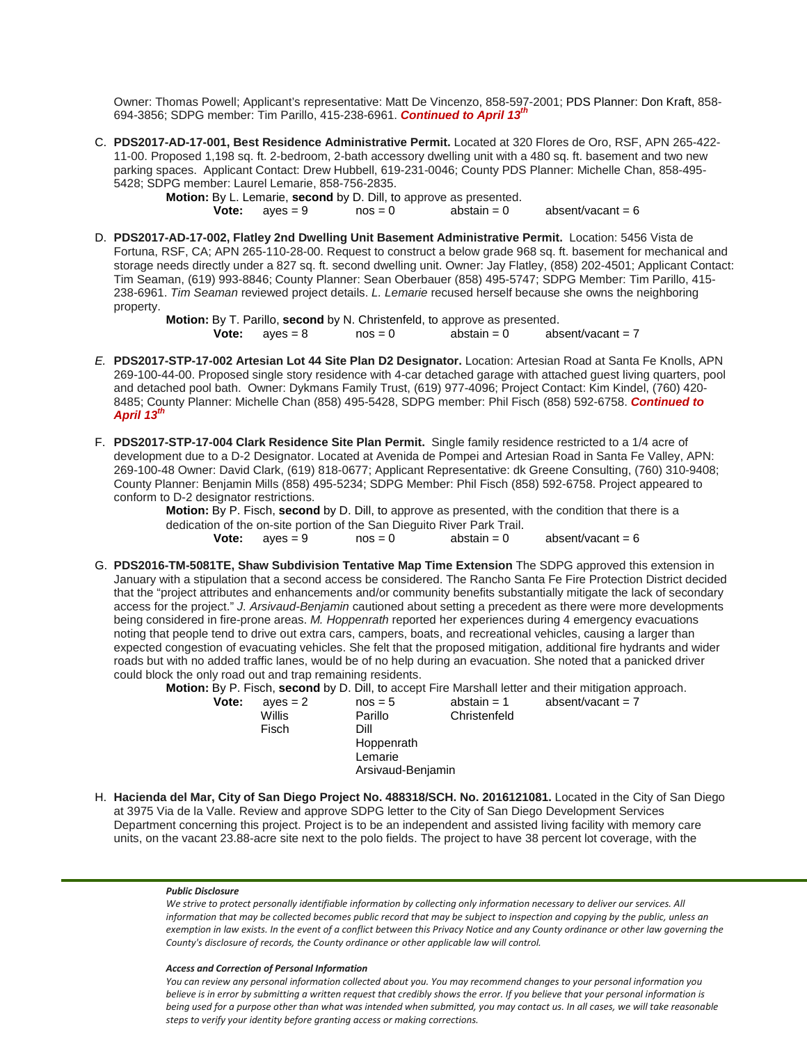Owner: Thomas Powell; Applicant's representative: Matt De Vincenzo, 858-597-2001; PDS Planner: Don Kraft, 858-694-3856; SDPG member: Tim Parillo, 415-238-6961. ***Continued to April 13th***

C. **PDS2017-AD-17-001, Best Residence Administrative Permit.** Located at 320 Flores de Oro, RSF, APN 265-422-11-00. Proposed 1,198 sq. ft. 2-bedroom, 2-bath accessory dwelling unit with a 480 sq. ft. basement and two new parking spaces. Applicant Contact: Drew Hubbell, 619-231-0046; County PDS Planner: Michelle Chan, 858-495-5428; SDPG member: Laurel Lemarie, 858-756-2835.

   **Motion:** By L. Lemarie, **second** by D. Dill, to approve as presented.

   **Vote:** ayes = 9 nos = 0 abstain = 0 absent/vacant = 6

D. **PDS2017-AD-17-002, Flatley 2nd Dwelling Unit Basement Administrative Permit.** Location: 5456 Vista de Fortuna, RSF, CA; APN 265-110-28-00. Request to construct a below grade 968 sq. ft. basement for mechanical and storage needs directly under a 827 sq. ft. second dwelling unit. Owner: Jay Flatley, (858) 202-4501; Applicant Contact: Tim Seaman, (619) 993-8846; County Planner: Sean Oberbauer (858) 495-5747; SDPG Member: Tim Parillo, 415-238-6961. *Tim Seaman* reviewed project details. *L. Lemarie* recused herself because she owns the neighboring property.

   **Motion:** By T. Parillo, **second** by N. Christenfeld, to approve as presented.

   **Vote:** ayes = 8 nos = 0 abstain = 0 absent/vacant = 7

*E.* **PDS2017-STP-17-002 Artesian Lot 44 Site Plan D2 Designator.** Location: Artesian Road at Santa Fe Knolls, APN 269-100-44-00. Proposed single story residence with 4-car detached garage with attached guest living quarters, pool and detached pool bath. Owner: Dykmans Family Trust, (619) 977-4096; Project Contact: Kim Kindel, (760) 420-8485; County Planner: Michelle Chan (858) 495-5428, SDPG member: Phil Fisch (858) 592-6758. ***Continued to April 13th***

F. **PDS2017-STP-17-004 Clark Residence Site Plan Permit.** Single family residence restricted to a 1/4 acre of development due to a D-2 Designator. Located at Avenida de Pompei and Artesian Road in Santa Fe Valley, APN: 269-100-48 Owner: David Clark, (619) 818-0677; Applicant Representative: dk Greene Consulting, (760) 310-9408; County Planner: Benjamin Mills (858) 495-5234; SDPG Member: Phil Fisch (858) 592-6758. Project appeared to conform to D-2 designator restrictions.

   **Motion:** By P. Fisch, **second** by D. Dill, to approve as presented, with the condition that there is a dedication of the on-site portion of the San Dieguito River Park Trail.

   **Vote:** ayes = 9 nos = 0 abstain = 0 absent/vacant = 6

G. **PDS2016-TM-5081TE, Shaw Subdivision Tentative Map Time Extension** The SDPG approved this extension in January with a stipulation that a second access be considered. The Rancho Santa Fe Fire Protection District decided that the "project attributes and enhancements and/or community benefits substantially mitigate the lack of secondary access for the project." *J. Arsivaud-Benjamin* cautioned about setting a precedent as there were more developments being considered in fire-prone areas. *M. Hoppenrath* reported her experiences during 4 emergency evacuations noting that people tend to drive out extra cars, campers, boats, and recreational vehicles, causing a larger than expected congestion of evacuating vehicles. She felt that the proposed mitigation, additional fire hydrants and wider roads but with no added traffic lanes, would be of no help during an evacuation. She noted that a panicked driver could block the only road out and trap remaining residents.

   **Motion:** By P. Fisch, **second** by D. Dill, to accept Fire Marshall letter and their mitigation approach.

| **Vote:** | ayes = 2 | nos = 5 | abstain = 1 | absent/vacant = 7 |
|---|---|---|---|---|
| | Willis | Parillo | Christenfeld | |
| | Fisch | Dill | | |
| | | Hoppenrath | | |
| | | Lemarie | | |
| | | Arsivaud-Benjamin | | |

H. **Hacienda del Mar, City of San Diego Project No. 488318/SCH. No. 2016121081.** Located in the City of San Diego at 3975 Via de la Valle. Review and approve SDPG letter to the City of San Diego Development Services Department concerning this project. Project is to be an independent and assisted living facility with memory care units, on the vacant 23.88-acre site next to the polo fields. The project to have 38 percent lot coverage, with the

***Public Disclosure***

*We strive to protect personally identifiable information by collecting only information necessary to deliver our services. All information that may be collected becomes public record that may be subject to inspection and copying by the public, unless an exemption in law exists. In the event of a conflict between this Privacy Notice and any County ordinance or other law governing the County's disclosure of records, the County ordinance or other applicable law will control.*

***Access and Correction of Personal Information***

*You can review any personal information collected about you. You may recommend changes to your personal information you believe is in error by submitting a written request that credibly shows the error. If you believe that your personal information is being used for a purpose other than what was intended when submitted, you may contact us. In all cases, we will take reasonable steps to verify your identity before granting access or making corrections.*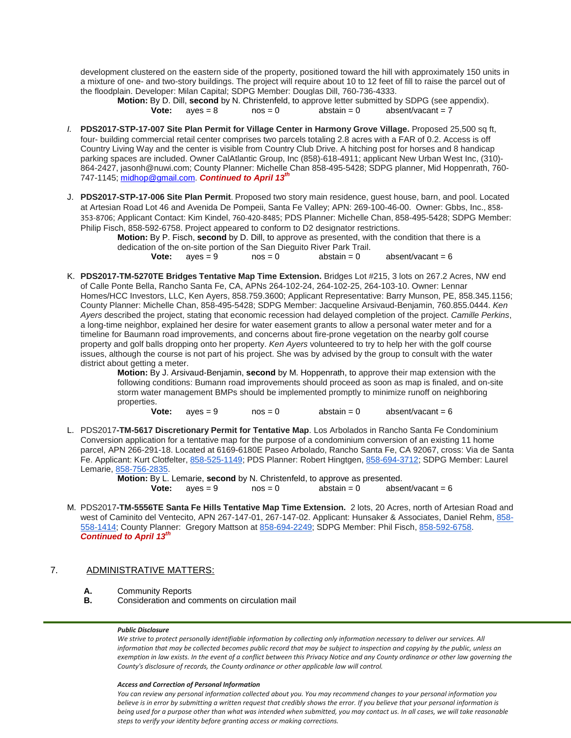development clustered on the eastern side of the property, positioned toward the hill with approximately 150 units in a mixture of one- and two-story buildings. The project will require about 10 to 12 feet of fill to raise the parcel out of the floodplain. Developer: Milan Capital; SDPG Member: Douglas Dill, 760-736-4333.

> **Motion:** By D. Dill, **second** by N. Christenfeld, to approve letter submitted by SDPG (see appendix).
> **Vote:** ayes = 8 nos = 0 abstain = 0 absent/vacant = 7

*I.* **PDS2017-STP-17-007 Site Plan Permit for Village Center in Harmony Grove Village.** Proposed 25,500 sq ft, four- building commercial retail center comprises two parcels totaling 2.8 acres with a FAR of 0.2. Access is off Country Living Way and the center is visible from Country Club Drive. A hitching post for horses and 8 handicap parking spaces are included. Owner CalAtlantic Group, Inc (858)-618-4911; applicant New Urban West Inc, (310)-864-2427, jasonh@nuwi.com; County Planner: Michelle Chan 858-495-5428; SDPG planner, Mid Hoppenrath, 760-747-1145; midhop@gmail.com. ***Continued to April 13th***

J. **PDS2017-STP-17-006 Site Plan Permit**. Proposed two story main residence, guest house, barn, and pool. Located at Artesian Road Lot 46 and Avenida De Pompeii, Santa Fe Valley; APN: 269-100-46-00. Owner: Gbbs, Inc., 858-353-8706; Applicant Contact: Kim Kindel, 760-420-8485; PDS Planner: Michelle Chan, 858-495-5428; SDPG Member: Philip Fisch, 858-592-6758. Project appeared to conform to D2 designator restrictions.

> **Motion:** By P. Fisch, **second** by D. Dill, to approve as presented, with the condition that there is a dedication of the on-site portion of the San Dieguito River Park Trail.
> **Vote:** ayes = 9 nos = 0 abstain = 0 absent/vacant = 6

K. **PDS2017-TM-5270TE Bridges Tentative Map Time Extension.** Bridges Lot #215, 3 lots on 267.2 Acres, NW end of Calle Ponte Bella, Rancho Santa Fe, CA, APNs 264-102-24, 264-102-25, 264-103-10. Owner: Lennar Homes/HCC Investors, LLC, Ken Ayers, 858.759.3600; Applicant Representative: Barry Munson, PE, 858.345.1156; County Planner: Michelle Chan, 858-495-5428; SDPG Member: Jacqueline Arsivaud-Benjamin, 760.855.0444. *Ken Ayers* described the project, stating that economic recession had delayed completion of the project. *Camille Perkins*, a long-time neighbor, explained her desire for water easement grants to allow a personal water meter and for a timeline for Baumann road improvements, and concerns about fire-prone vegetation on the nearby golf course property and golf balls dropping onto her property. *Ken Ayers* volunteered to try to help her with the golf course issues, although the course is not part of his project. She was by advised by the group to consult with the water district about getting a meter.

> **Motion:** By J. Arsivaud-Benjamin, **second** by M. Hoppenrath, to approve their map extension with the following conditions: Bumann road improvements should proceed as soon as map is finaled, and on-site storm water management BMPs should be implemented promptly to minimize runoff on neighboring properties.
> **Vote:** ayes = 9 nos = 0 abstain = 0 absent/vacant = 6

L. PDS2017**-TM-5617 Discretionary Permit for Tentative Map**. Los Arbolados in Rancho Santa Fe Condominium Conversion application for a tentative map for the purpose of a condominium conversion of an existing 11 home parcel, APN 266-291-18. Located at 6169-6180E Paseo Arbolado, Rancho Santa Fe, CA 92067, cross: Via de Santa Fe. Applicant: Kurt Clotfelter, 858-525-1149; PDS Planner: Robert Hingtgen, 858-694-3712; SDPG Member: Laurel Lemarie, 858-756-2835.

> **Motion:** By L. Lemarie, **second** by N. Christenfeld, to approve as presented.
> **Vote:** ayes = 9 nos = 0 abstain = 0 absent/vacant = 6

M. PDS2017**-TM-5556TE Santa Fe Hills Tentative Map Time Extension.** 2 lots, 20 Acres, north of Artesian Road and west of Caminito del Ventecito, APN 267-147-01, 267-147-02. Applicant: Hunsaker & Associates, Daniel Rehm, 858-558-1414; County Planner: Gregory Mattson at 858-694-2249; SDPG Member: Phil Fisch, 858-592-6758. ***Continued to April 13th***

## 7. ADMINISTRATIVE MATTERS:

**A.** Community Reports
**B.** Consideration and comments on circulation mail

***Public Disclosure***

*We strive to protect personally identifiable information by collecting only information necessary to deliver our services. All information that may be collected becomes public record that may be subject to inspection and copying by the public, unless an exemption in law exists. In the event of a conflict between this Privacy Notice and any County ordinance or other law governing the County's disclosure of records, the County ordinance or other applicable law will control.*

***Access and Correction of Personal Information***

*You can review any personal information collected about you. You may recommend changes to your personal information you believe is in error by submitting a written request that credibly shows the error. If you believe that your personal information is being used for a purpose other than what was intended when submitted, you may contact us. In all cases, we will take reasonable steps to verify your identity before granting access or making corrections.*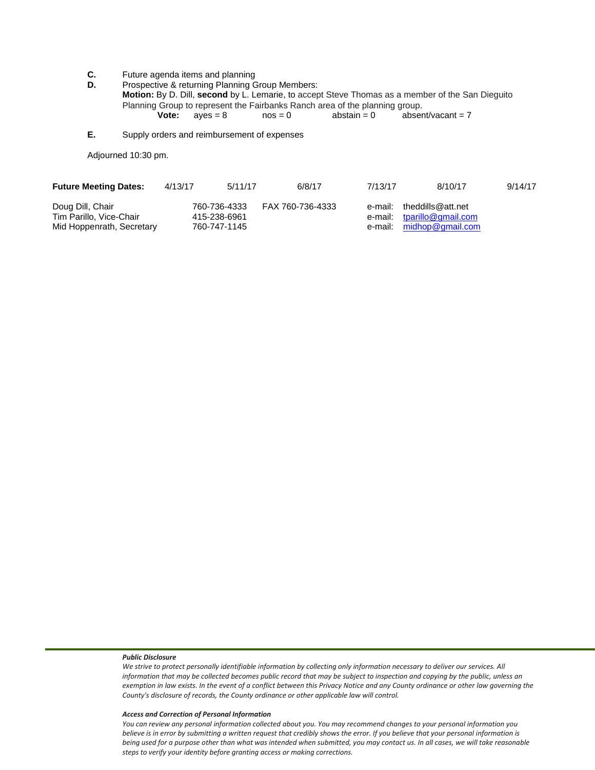**C.** Future agenda items and planning

**D.** Prospective & returning Planning Group Members:

**Motion:** By D. Dill, **second** by L. Lemarie, to accept Steve Thomas as a member of the San Dieguito Planning Group to represent the Fairbanks Ranch area of the planning group.

**Vote:** ayes = 8 nos = 0 abstain = 0 absent/vacant = 7

**E.** Supply orders and reimbursement of expenses

Adjourned 10:30 pm.

| **Future Meeting Dates:** | 4/13/17 | 5/11/17 | 6/8/17 | 7/13/17 | 8/10/17 | 9/14/17 |
|---|---|---|---|---|---|---|

| | | | |
|---|---|---|---|
| Doug Dill, Chair | 760-736-4333 | FAX 760-736-4333 | e-mail: theddills@att.net |
| Tim Parillo, Vice-Chair | 415-238-6961 | | e-mail: tparillo@gmail.com |
| Mid Hoppenrath, Secretary | 760-747-1145 | | e-mail: midhop@gmail.com |

***Public Disclosure***

*We strive to protect personally identifiable information by collecting only information necessary to deliver our services. All information that may be collected becomes public record that may be subject to inspection and copying by the public, unless an exemption in law exists. In the event of a conflict between this Privacy Notice and any County ordinance or other law governing the County's disclosure of records, the County ordinance or other applicable law will control.*

***Access and Correction of Personal Information***

*You can review any personal information collected about you. You may recommend changes to your personal information you believe is in error by submitting a written request that credibly shows the error. If you believe that your personal information is being used for a purpose other than what was intended when submitted, you may contact us. In all cases, we will take reasonable steps to verify your identity before granting access or making corrections.*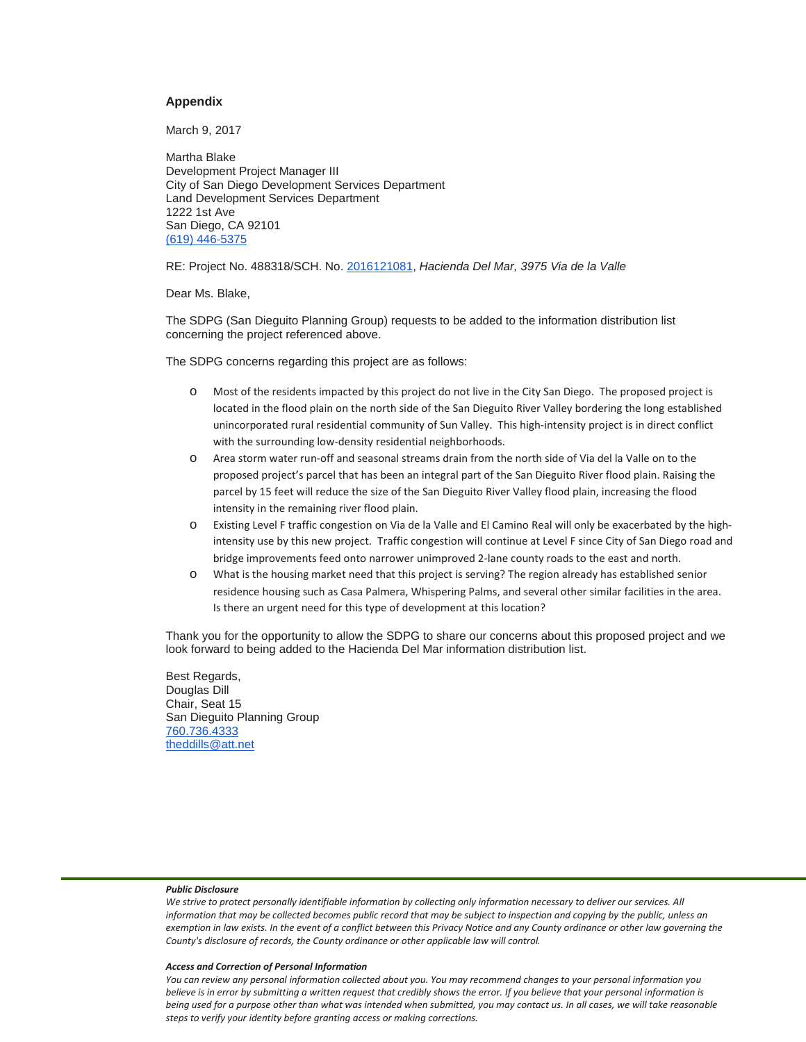**Appendix**

March 9, 2017

Martha Blake
Development Project Manager III
City of San Diego Development Services Department
Land Development Services Department
1222 1st Ave
San Diego, CA 92101
(619) 446-5375

RE: Project No. 488318/SCH. No. 2016121081, *Hacienda Del Mar, 3975 Via de la Valle*

Dear Ms. Blake,

The SDPG (San Dieguito Planning Group) requests to be added to the information distribution list concerning the project referenced above.

The SDPG concerns regarding this project are as follows:

- Most of the residents impacted by this project do not live in the City San Diego. The proposed project is located in the flood plain on the north side of the San Dieguito River Valley bordering the long established unincorporated rural residential community of Sun Valley. This high-intensity project is in direct conflict with the surrounding low-density residential neighborhoods.
- Area storm water run-off and seasonal streams drain from the north side of Via del la Valle on to the proposed project's parcel that has been an integral part of the San Dieguito River flood plain. Raising the parcel by 15 feet will reduce the size of the San Dieguito River Valley flood plain, increasing the flood intensity in the remaining river flood plain.
- Existing Level F traffic congestion on Via de la Valle and El Camino Real will only be exacerbated by the high-intensity use by this new project. Traffic congestion will continue at Level F since City of San Diego road and bridge improvements feed onto narrower unimproved 2-lane county roads to the east and north.
- What is the housing market need that this project is serving? The region already has established senior residence housing such as Casa Palmera, Whispering Palms, and several other similar facilities in the area. Is there an urgent need for this type of development at this location?

Thank you for the opportunity to allow the SDPG to share our concerns about this proposed project and we look forward to being added to the Hacienda Del Mar information distribution list.

Best Regards,
Douglas Dill
Chair, Seat 15
San Dieguito Planning Group
760.736.4333
theddills@att.net

***Public Disclosure***

*We strive to protect personally identifiable information by collecting only information necessary to deliver our services. All information that may be collected becomes public record that may be subject to inspection and copying by the public, unless an exemption in law exists. In the event of a conflict between this Privacy Notice and any County ordinance or other law governing the County's disclosure of records, the County ordinance or other applicable law will control.*

***Access and Correction of Personal Information***

*You can review any personal information collected about you. You may recommend changes to your personal information you believe is in error by submitting a written request that credibly shows the error. If you believe that your personal information is being used for a purpose other than what was intended when submitted, you may contact us. In all cases, we will take reasonable steps to verify your identity before granting access or making corrections.*